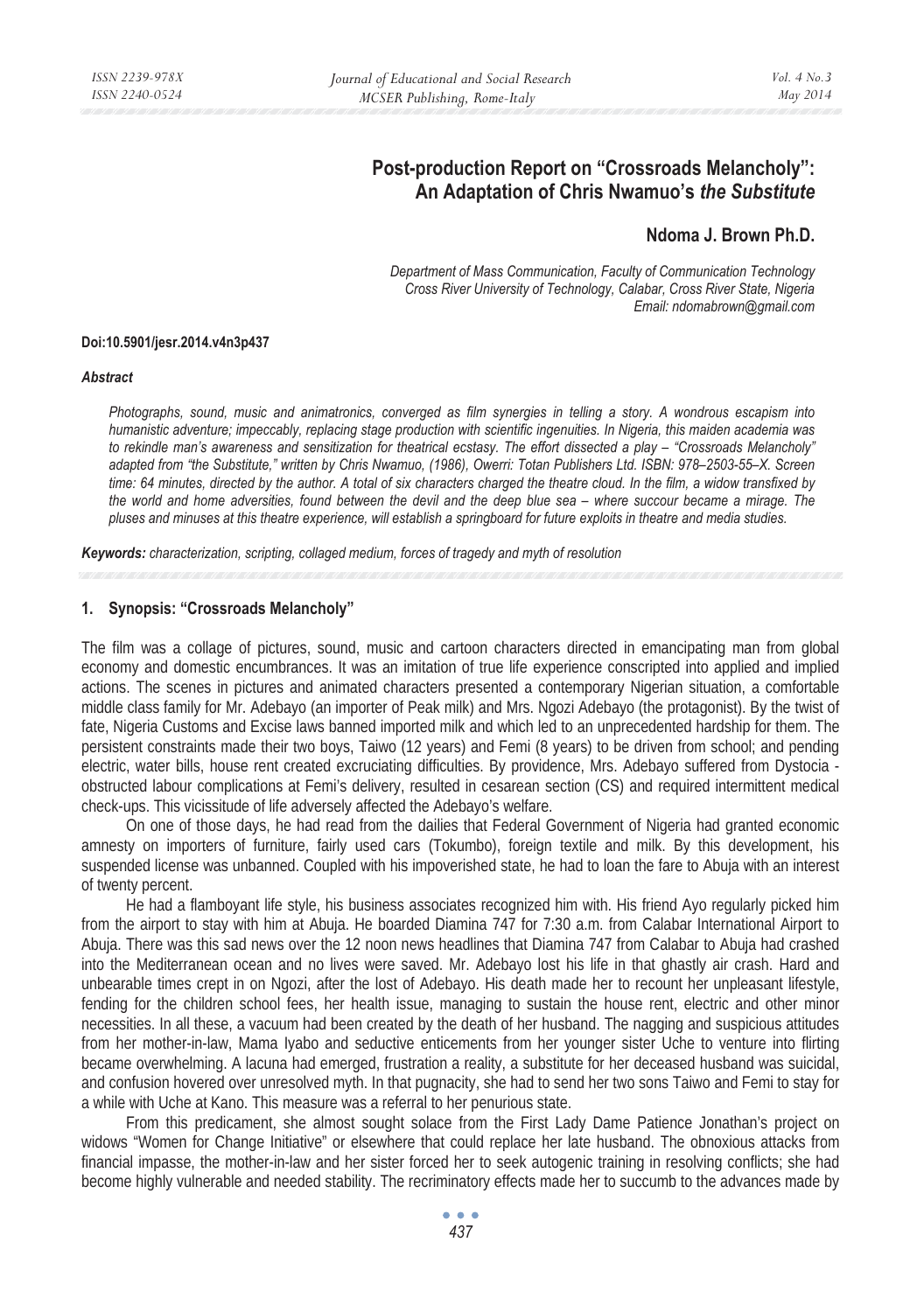# Post-production Report on "Crossroads Melancholy": An Adaptation of Chris Nwamuo's *the Substitute*

## Ndoma J. Brown Ph.D.

*Department of Mass Communication, Faculty of Communication Technology*
*Cross River University of Technology, Calabar, Cross River State, Nigeria*
*Email: ndomabrown@gmail.com*

**Doi:10.5901/jesr.2014.v4n3p437**

### *Abstract*

*Photographs, sound, music and animatronics, converged as film synergies in telling a story. A wondrous escapism into humanistic adventure; impeccably, replacing stage production with scientific ingenuities. In Nigeria, this maiden academia was to rekindle man's awareness and sensitization for theatrical ecstasy. The effort dissected a play – "Crossroads Melancholy" adapted from "the Substitute," written by Chris Nwamuo, (1986), Owerri: Totan Publishers Ltd. ISBN: 978–2503-55–X. Screen time: 64 minutes, directed by the author. A total of six characters charged the theatre cloud. In the film, a widow transfixed by the world and home adversities, found between the devil and the deep blue sea – where succour became a mirage. The pluses and minuses at this theatre experience, will establish a springboard for future exploits in theatre and media studies.*

***Keywords:*** *characterization, scripting, collaged medium, forces of tragedy and myth of resolution*

## 1. Synopsis: "Crossroads Melancholy"

The film was a collage of pictures, sound, music and cartoon characters directed in emancipating man from global economy and domestic encumbrances. It was an imitation of true life experience conscripted into applied and implied actions. The scenes in pictures and animated characters presented a contemporary Nigerian situation, a comfortable middle class family for Mr. Adebayo (an importer of Peak milk) and Mrs. Ngozi Adebayo (the protagonist). By the twist of fate, Nigeria Customs and Excise laws banned imported milk and which led to an unprecedented hardship for them. The persistent constraints made their two boys, Taiwo (12 years) and Femi (8 years) to be driven from school; and pending electric, water bills, house rent created excruciating difficulties. By providence, Mrs. Adebayo suffered from Dystocia - obstructed labour complications at Femi's delivery, resulted in cesarean section (CS) and required intermittent medical check-ups. This vicissitude of life adversely affected the Adebayo's welfare.

On one of those days, he had read from the dailies that Federal Government of Nigeria had granted economic amnesty on importers of furniture, fairly used cars (Tokumbo), foreign textile and milk. By this development, his suspended license was unbanned. Coupled with his impoverished state, he had to loan the fare to Abuja with an interest of twenty percent.

He had a flamboyant life style, his business associates recognized him with. His friend Ayo regularly picked him from the airport to stay with him at Abuja. He boarded Diamina 747 for 7:30 a.m. from Calabar International Airport to Abuja. There was this sad news over the 12 noon news headlines that Diamina 747 from Calabar to Abuja had crashed into the Mediterranean ocean and no lives were saved. Mr. Adebayo lost his life in that ghastly air crash. Hard and unbearable times crept in on Ngozi, after the lost of Adebayo. His death made her to recount her unpleasant lifestyle, fending for the children school fees, her health issue, managing to sustain the house rent, electric and other minor necessities. In all these, a vacuum had been created by the death of her husband. The nagging and suspicious attitudes from her mother-in-law, Mama Iyabo and seductive enticements from her younger sister Uche to venture into flirting became overwhelming. A lacuna had emerged, frustration a reality, a substitute for her deceased husband was suicidal, and confusion hovered over unresolved myth. In that pugnacity, she had to send her two sons Taiwo and Femi to stay for a while with Uche at Kano. This measure was a referral to her penurious state.

From this predicament, she almost sought solace from the First Lady Dame Patience Jonathan's project on widows "Women for Change Initiative" or elsewhere that could replace her late husband. The obnoxious attacks from financial impasse, the mother-in-law and her sister forced her to seek autogenic training in resolving conflicts; she had become highly vulnerable and needed stability. The recriminatory effects made her to succumb to the advances made by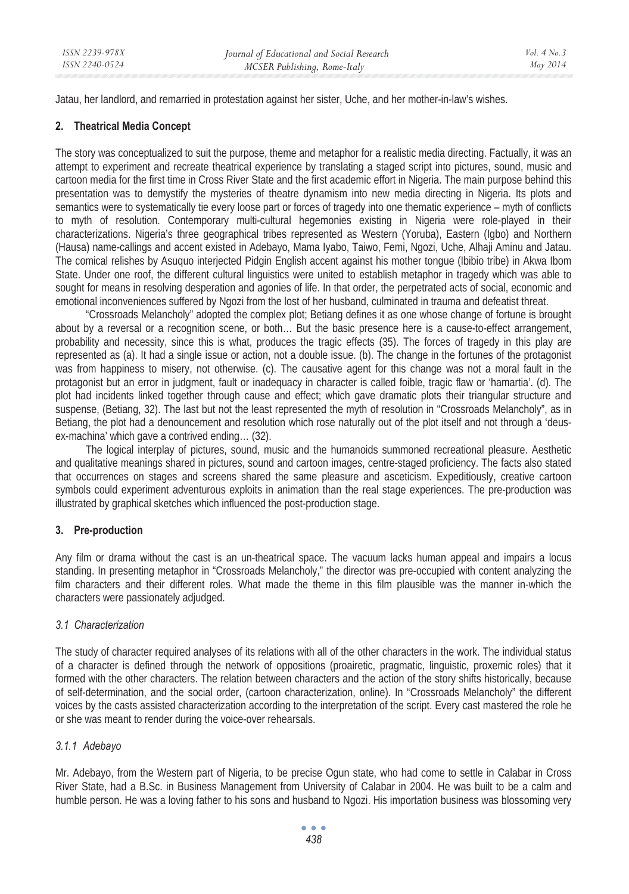Jatau, her landlord, and remarried in protestation against her sister, Uche, and her mother-in-law's wishes.

## 2. Theatrical Media Concept

The story was conceptualized to suit the purpose, theme and metaphor for a realistic media directing. Factually, it was an attempt to experiment and recreate theatrical experience by translating a staged script into pictures, sound, music and cartoon media for the first time in Cross River State and the first academic effort in Nigeria. The main purpose behind this presentation was to demystify the mysteries of theatre dynamism into new media directing in Nigeria. Its plots and semantics were to systematically tie every loose part or forces of tragedy into one thematic experience – myth of conflicts to myth of resolution. Contemporary multi-cultural hegemonies existing in Nigeria were role-played in their characterizations. Nigeria's three geographical tribes represented as Western (Yoruba), Eastern (Igbo) and Northern (Hausa) name-callings and accent existed in Adebayo, Mama Iyabo, Taiwo, Femi, Ngozi, Uche, Alhaji Aminu and Jatau. The comical relishes by Asuquo interjected Pidgin English accent against his mother tongue (Ibibio tribe) in Akwa Ibom State. Under one roof, the different cultural linguistics were united to establish metaphor in tragedy which was able to sought for means in resolving desperation and agonies of life. In that order, the perpetrated acts of social, economic and emotional inconveniences suffered by Ngozi from the lost of her husband, culminated in trauma and defeatist threat.

"Crossroads Melancholy" adopted the complex plot; Betiang defines it as one whose change of fortune is brought about by a reversal or a recognition scene, or both… But the basic presence here is a cause-to-effect arrangement, probability and necessity, since this is what, produces the tragic effects (35). The forces of tragedy in this play are represented as (a). It had a single issue or action, not a double issue. (b). The change in the fortunes of the protagonist was from happiness to misery, not otherwise. (c). The causative agent for this change was not a moral fault in the protagonist but an error in judgment, fault or inadequacy in character is called foible, tragic flaw or 'hamartia'. (d). The plot had incidents linked together through cause and effect; which gave dramatic plots their triangular structure and suspense, (Betiang, 32). The last but not the least represented the myth of resolution in "Crossroads Melancholy", as in Betiang, the plot had a denouncement and resolution which rose naturally out of the plot itself and not through a 'deus-ex-machina' which gave a contrived ending… (32).

The logical interplay of pictures, sound, music and the humanoids summoned recreational pleasure. Aesthetic and qualitative meanings shared in pictures, sound and cartoon images, centre-staged proficiency. The facts also stated that occurrences on stages and screens shared the same pleasure and asceticism. Expeditiously, creative cartoon symbols could experiment adventurous exploits in animation than the real stage experiences. The pre-production was illustrated by graphical sketches which influenced the post-production stage.

## 3. Pre-production

Any film or drama without the cast is an un-theatrical space. The vacuum lacks human appeal and impairs a locus standing. In presenting metaphor in "Crossroads Melancholy," the director was pre-occupied with content analyzing the film characters and their different roles. What made the theme in this film plausible was the manner in-which the characters were passionately adjudged.

### *3.1 Characterization*

The study of character required analyses of its relations with all of the other characters in the work. The individual status of a character is defined through the network of oppositions (proairetic, pragmatic, linguistic, proxemic roles) that it formed with the other characters. The relation between characters and the action of the story shifts historically, because of self-determination, and the social order, (cartoon characterization, online). In "Crossroads Melancholy" the different voices by the casts assisted characterization according to the interpretation of the script. Every cast mastered the role he or she was meant to render during the voice-over rehearsals.

#### *3.1.1 Adebayo*

Mr. Adebayo, from the Western part of Nigeria, to be precise Ogun state, who had come to settle in Calabar in Cross River State, had a B.Sc. in Business Management from University of Calabar in 2004. He was built to be a calm and humble person. He was a loving father to his sons and husband to Ngozi. His importation business was blossoming very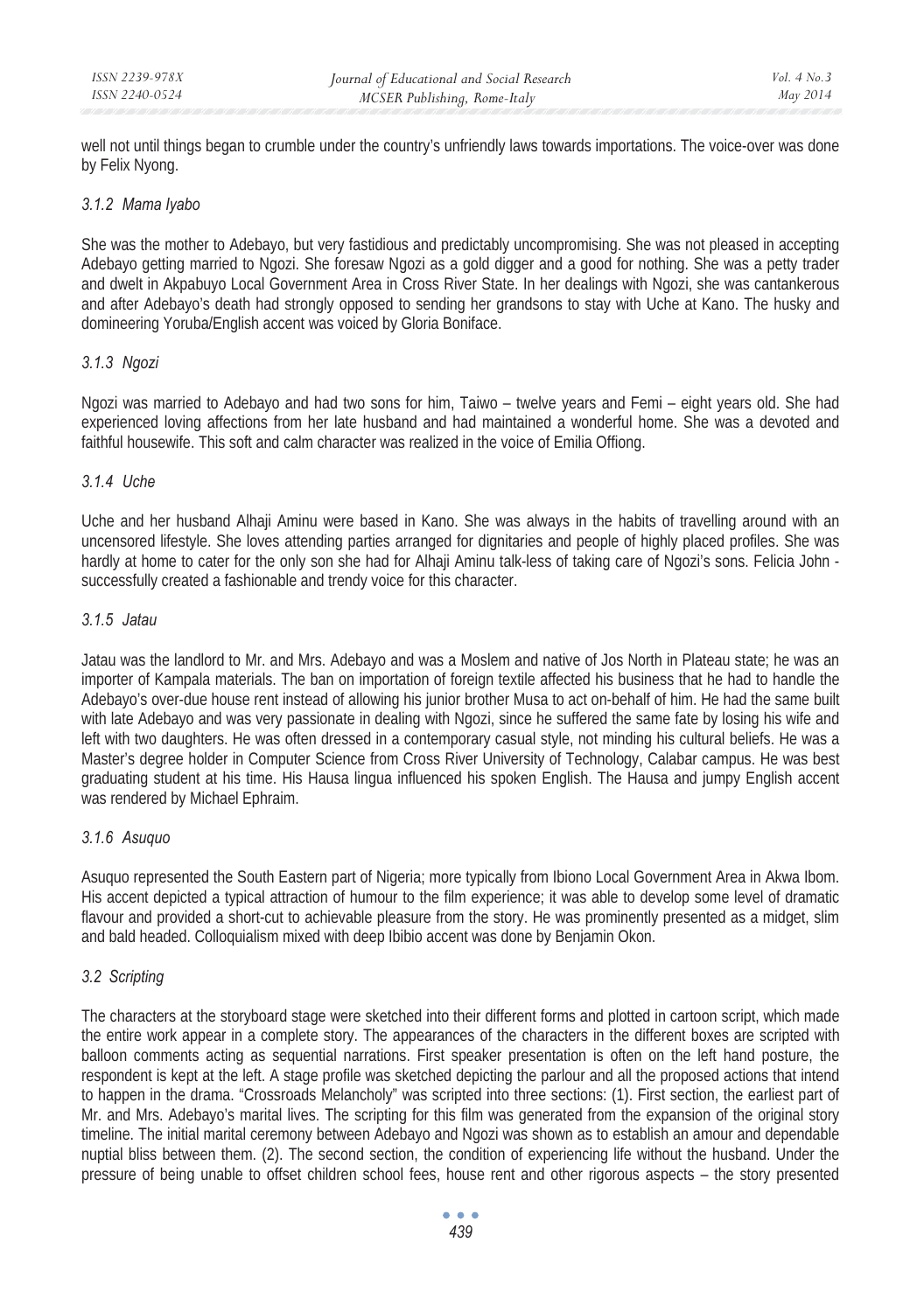well not until things began to crumble under the country's unfriendly laws towards importations. The voice-over was done by Felix Nyong.

### *3.1.2 Mama Iyabo*

She was the mother to Adebayo, but very fastidious and predictably uncompromising. She was not pleased in accepting Adebayo getting married to Ngozi. She foresaw Ngozi as a gold digger and a good for nothing. She was a petty trader and dwelt in Akpabuyo Local Government Area in Cross River State. In her dealings with Ngozi, she was cantankerous and after Adebayo's death had strongly opposed to sending her grandsons to stay with Uche at Kano. The husky and domineering Yoruba/English accent was voiced by Gloria Boniface.

### *3.1.3 Ngozi*

Ngozi was married to Adebayo and had two sons for him, Taiwo – twelve years and Femi – eight years old. She had experienced loving affections from her late husband and had maintained a wonderful home. She was a devoted and faithful housewife. This soft and calm character was realized in the voice of Emilia Offiong.

### *3.1.4 Uche*

Uche and her husband Alhaji Aminu were based in Kano. She was always in the habits of travelling around with an uncensored lifestyle. She loves attending parties arranged for dignitaries and people of highly placed profiles. She was hardly at home to cater for the only son she had for Alhaji Aminu talk-less of taking care of Ngozi's sons. Felicia John - successfully created a fashionable and trendy voice for this character.

### *3.1.5 Jatau*

Jatau was the landlord to Mr. and Mrs. Adebayo and was a Moslem and native of Jos North in Plateau state; he was an importer of Kampala materials. The ban on importation of foreign textile affected his business that he had to handle the Adebayo's over-due house rent instead of allowing his junior brother Musa to act on-behalf of him. He had the same built with late Adebayo and was very passionate in dealing with Ngozi, since he suffered the same fate by losing his wife and left with two daughters. He was often dressed in a contemporary casual style, not minding his cultural beliefs. He was a Master's degree holder in Computer Science from Cross River University of Technology, Calabar campus. He was best graduating student at his time. His Hausa lingua influenced his spoken English. The Hausa and jumpy English accent was rendered by Michael Ephraim.

### *3.1.6 Asuquo*

Asuquo represented the South Eastern part of Nigeria; more typically from Ibiono Local Government Area in Akwa Ibom. His accent depicted a typical attraction of humour to the film experience; it was able to develop some level of dramatic flavour and provided a short-cut to achievable pleasure from the story. He was prominently presented as a midget, slim and bald headed. Colloquialism mixed with deep Ibibio accent was done by Benjamin Okon.

## *3.2 Scripting*

The characters at the storyboard stage were sketched into their different forms and plotted in cartoon script, which made the entire work appear in a complete story. The appearances of the characters in the different boxes are scripted with balloon comments acting as sequential narrations. First speaker presentation is often on the left hand posture, the respondent is kept at the left. A stage profile was sketched depicting the parlour and all the proposed actions that intend to happen in the drama. "Crossroads Melancholy" was scripted into three sections: (1). First section, the earliest part of Mr. and Mrs. Adebayo's marital lives. The scripting for this film was generated from the expansion of the original story timeline. The initial marital ceremony between Adebayo and Ngozi was shown as to establish an amour and dependable nuptial bliss between them. (2). The second section, the condition of experiencing life without the husband. Under the pressure of being unable to offset children school fees, house rent and other rigorous aspects – the story presented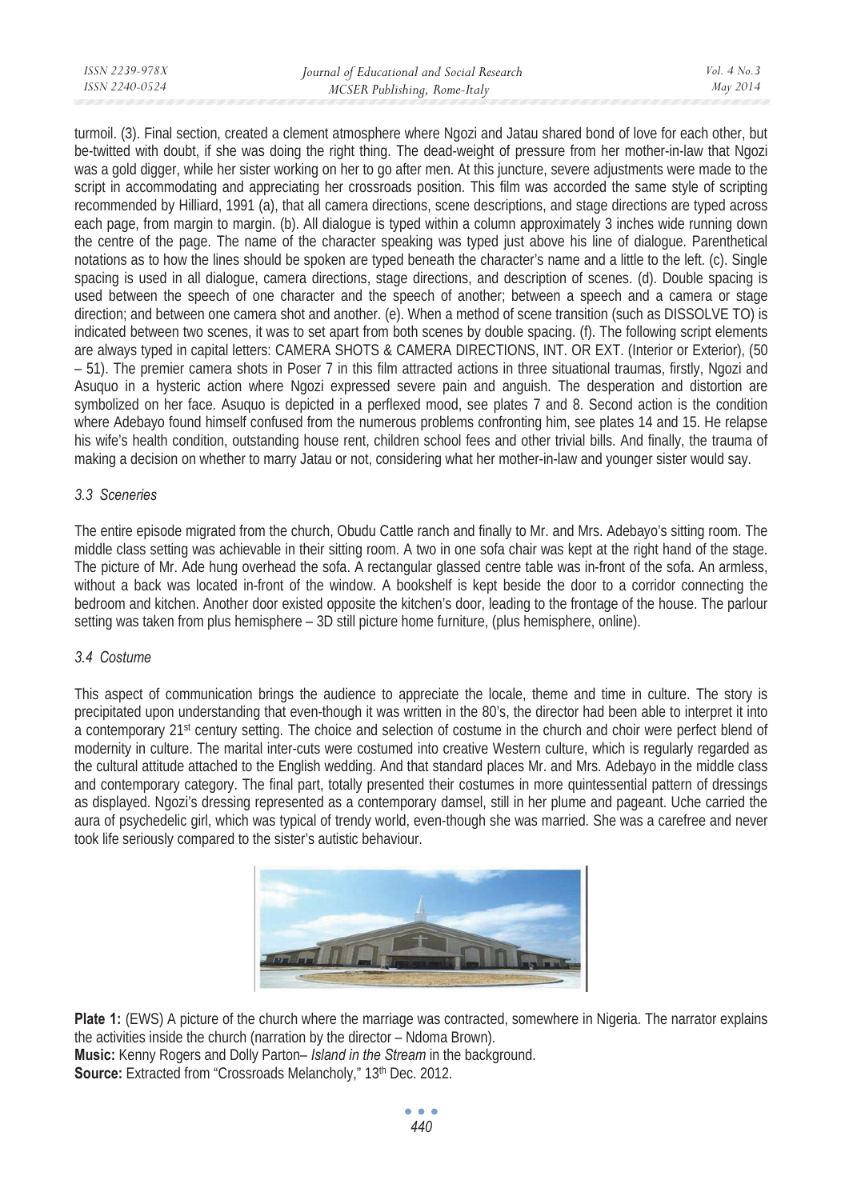turmoil. (3). Final section, created a clement atmosphere where Ngozi and Jatau shared bond of love for each other, but be-twitted with doubt, if she was doing the right thing. The dead-weight of pressure from her mother-in-law that Ngozi was a gold digger, while her sister working on her to go after men. At this juncture, severe adjustments were made to the script in accommodating and appreciating her crossroads position. This film was accorded the same style of scripting recommended by Hilliard, 1991 (a), that all camera directions, scene descriptions, and stage directions are typed across each page, from margin to margin. (b). All dialogue is typed within a column approximately 3 inches wide running down the centre of the page. The name of the character speaking was typed just above his line of dialogue. Parenthetical notations as to how the lines should be spoken are typed beneath the character's name and a little to the left. (c). Single spacing is used in all dialogue, camera directions, stage directions, and description of scenes. (d). Double spacing is used between the speech of one character and the speech of another; between a speech and a camera or stage direction; and between one camera shot and another. (e). When a method of scene transition (such as DISSOLVE TO) is indicated between two scenes, it was to set apart from both scenes by double spacing. (f). The following script elements are always typed in capital letters: CAMERA SHOTS & CAMERA DIRECTIONS, INT. OR EXT. (Interior or Exterior), (50 – 51). The premier camera shots in Poser 7 in this film attracted actions in three situational traumas, firstly, Ngozi and Asuquo in a hysteric action where Ngozi expressed severe pain and anguish. The desperation and distortion are symbolized on her face. Asuquo is depicted in a perflexed mood, see plates 7 and 8. Second action is the condition where Adebayo found himself confused from the numerous problems confronting him, see plates 14 and 15. He relapse his wife's health condition, outstanding house rent, children school fees and other trivial bills. And finally, the trauma of making a decision on whether to marry Jatau or not, considering what her mother-in-law and younger sister would say.

### *3.3 Sceneries*

The entire episode migrated from the church, Obudu Cattle ranch and finally to Mr. and Mrs. Adebayo's sitting room. The middle class setting was achievable in their sitting room. A two in one sofa chair was kept at the right hand of the stage. The picture of Mr. Ade hung overhead the sofa. A rectangular glassed centre table was in-front of the sofa. An armless, without a back was located in-front of the window. A bookshelf is kept beside the door to a corridor connecting the bedroom and kitchen. Another door existed opposite the kitchen's door, leading to the frontage of the house. The parlour setting was taken from plus hemisphere – 3D still picture home furniture, (plus hemisphere, online).

### *3.4 Costume*

This aspect of communication brings the audience to appreciate the locale, theme and time in culture. The story is precipitated upon understanding that even-though it was written in the 80's, the director had been able to interpret it into a contemporary 21st century setting. The choice and selection of costume in the church and choir were perfect blend of modernity in culture. The marital inter-cuts were costumed into creative Western culture, which is regularly regarded as the cultural attitude attached to the English wedding. And that standard places Mr. and Mrs. Adebayo in the middle class and contemporary category. The final part, totally presented their costumes in more quintessential pattern of dressings as displayed. Ngozi's dressing represented as a contemporary damsel, still in her plume and pageant. Uche carried the aura of psychedelic girl, which was typical of trendy world, even-though she was married. She was a carefree and never took life seriously compared to the sister's autistic behaviour.

**Plate 1:** (EWS) A picture of the church where the marriage was contracted, somewhere in Nigeria. The narrator explains the activities inside the church (narration by the director – Ndoma Brown).
**Music:** Kenny Rogers and Dolly Parton– *Island in the Stream* in the background.
**Source:** Extracted from "Crossroads Melancholy," 13th Dec. 2012.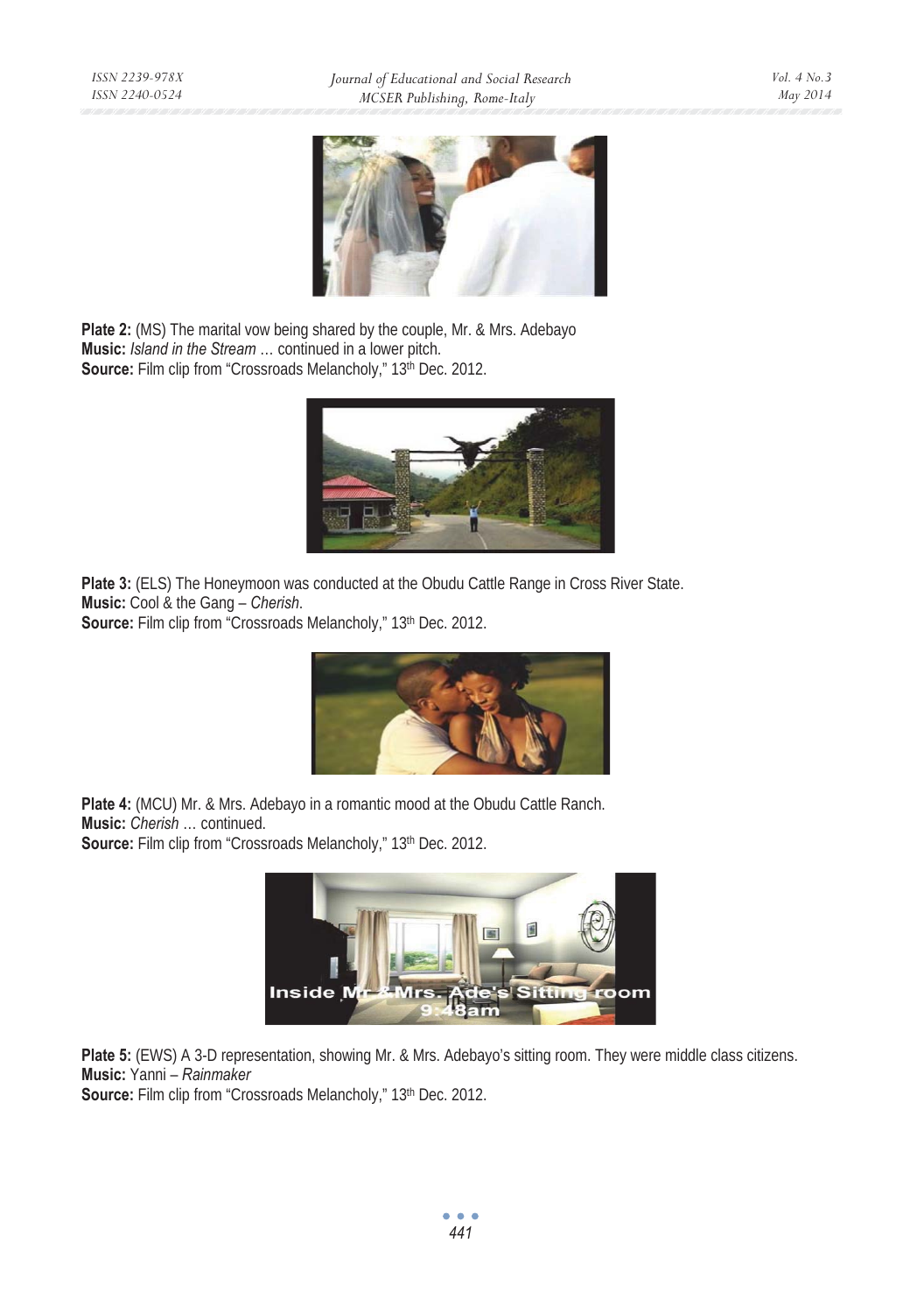**Plate 2:** (MS) The marital vow being shared by the couple, Mr. & Mrs. Adebayo
**Music:** *Island in the Stream* … continued in a lower pitch.
**Source:** Film clip from "Crossroads Melancholy," 13th Dec. 2012.

**Plate 3:** (ELS) The Honeymoon was conducted at the Obudu Cattle Range in Cross River State.
**Music:** Cool & the Gang – *Cherish*.
**Source:** Film clip from "Crossroads Melancholy," 13th Dec. 2012.

**Plate 4:** (MCU) Mr. & Mrs. Adebayo in a romantic mood at the Obudu Cattle Ranch.
**Music:** *Cherish* … continued.
**Source:** Film clip from "Crossroads Melancholy," 13th Dec. 2012.

**Plate 5:** (EWS) A 3-D representation, showing Mr. & Mrs. Adebayo's sitting room. They were middle class citizens.
**Music:** Yanni – *Rainmaker*
**Source:** Film clip from "Crossroads Melancholy," 13th Dec. 2012.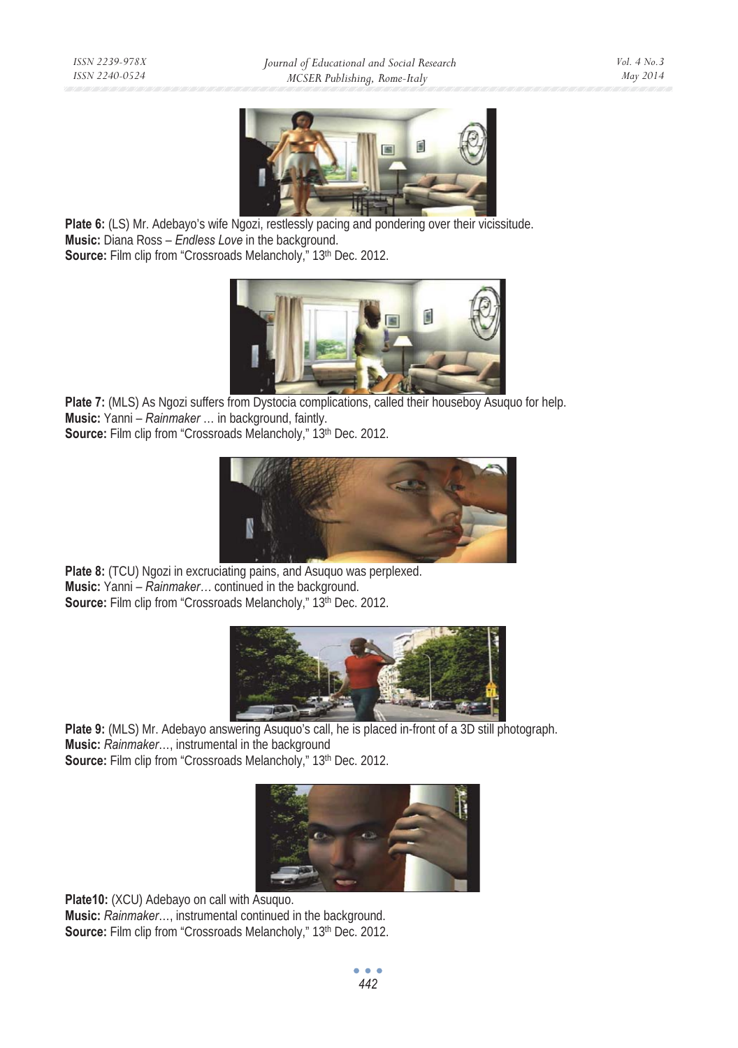**Plate 6:** (LS) Mr. Adebayo's wife Ngozi, restlessly pacing and pondering over their vicissitude.
**Music:** Diana Ross – *Endless Love* in the background.
**Source:** Film clip from "Crossroads Melancholy," 13th Dec. 2012.

**Plate 7:** (MLS) As Ngozi suffers from Dystocia complications, called their houseboy Asuquo for help.
**Music:** Yanni – *Rainmaker* … in background, faintly.
**Source:** Film clip from "Crossroads Melancholy," 13th Dec. 2012.

**Plate 8:** (TCU) Ngozi in excruciating pains, and Asuquo was perplexed.
**Music:** Yanni – *Rainmaker…* continued in the background.
**Source:** Film clip from "Crossroads Melancholy," 13th Dec. 2012.

**Plate 9:** (MLS) Mr. Adebayo answering Asuquo's call, he is placed in-front of a 3D still photograph.
**Music:** *Rainmaker*…, instrumental in the background
**Source:** Film clip from "Crossroads Melancholy," 13th Dec. 2012.

**Plate10:** (XCU) Adebayo on call with Asuquo.
**Music:** *Rainmaker*…, instrumental continued in the background.
**Source:** Film clip from "Crossroads Melancholy," 13th Dec. 2012.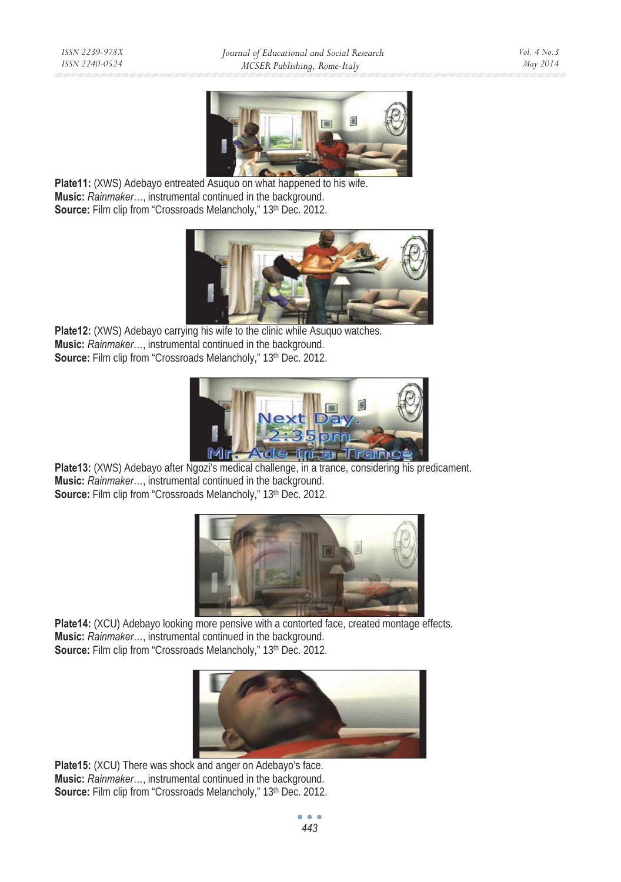**Plate11:** (XWS) Adebayo entreated Asuquo on what happened to his wife.
**Music:** *Rainmaker*…, instrumental continued in the background.
**Source:** Film clip from "Crossroads Melancholy," 13th Dec. 2012.

**Plate12:** (XWS) Adebayo carrying his wife to the clinic while Asuquo watches.
**Music:** *Rainmaker*…, instrumental continued in the background.
**Source:** Film clip from "Crossroads Melancholy," 13th Dec. 2012.

**Plate13:** (XWS) Adebayo after Ngozi's medical challenge, in a trance, considering his predicament.
**Music:** *Rainmaker*…, instrumental continued in the background.
**Source:** Film clip from "Crossroads Melancholy," 13th Dec. 2012.

**Plate14:** (XCU) Adebayo looking more pensive with a contorted face, created montage effects.
**Music:** *Rainmaker*…, instrumental continued in the background.
**Source:** Film clip from "Crossroads Melancholy," 13th Dec. 2012.

**Plate15:** (XCU) There was shock and anger on Adebayo's face.
**Music:** *Rainmaker*…, instrumental continued in the background.
**Source:** Film clip from "Crossroads Melancholy," 13th Dec. 2012.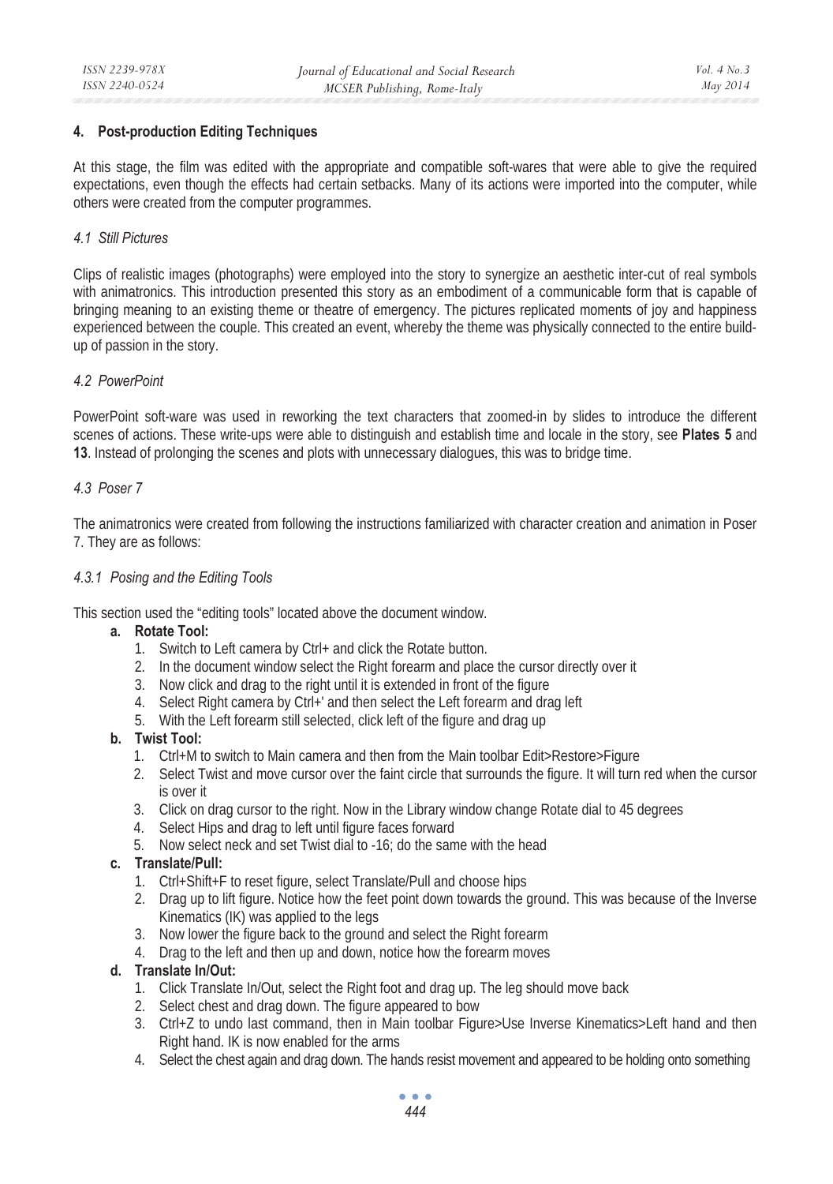## 4. Post-production Editing Techniques

At this stage, the film was edited with the appropriate and compatible soft-wares that were able to give the required expectations, even though the effects had certain setbacks. Many of its actions were imported into the computer, while others were created from the computer programmes.

### *4.1 Still Pictures*

Clips of realistic images (photographs) were employed into the story to synergize an aesthetic inter-cut of real symbols with animatronics. This introduction presented this story as an embodiment of a communicable form that is capable of bringing meaning to an existing theme or theatre of emergency. The pictures replicated moments of joy and happiness experienced between the couple. This created an event, whereby the theme was physically connected to the entire build-up of passion in the story.

### *4.2 PowerPoint*

PowerPoint soft-ware was used in reworking the text characters that zoomed-in by slides to introduce the different scenes of actions. These write-ups were able to distinguish and establish time and locale in the story, see **Plates 5** and **13**. Instead of prolonging the scenes and plots with unnecessary dialogues, this was to bridge time.

### *4.3 Poser 7*

The animatronics were created from following the instructions familiarized with character creation and animation in Poser 7. They are as follows:

#### *4.3.1 Posing and the Editing Tools*

This section used the "editing tools" located above the document window.

**a. Rotate Tool:**

1. Switch to Left camera by Ctrl+ and click the Rotate button.
2. In the document window select the Right forearm and place the cursor directly over it
3. Now click and drag to the right until it is extended in front of the figure
4. Select Right camera by Ctrl+' and then select the Left forearm and drag left
5. With the Left forearm still selected, click left of the figure and drag up

**b. Twist Tool:**

1. Ctrl+M to switch to Main camera and then from the Main toolbar Edit>Restore>Figure
2. Select Twist and move cursor over the faint circle that surrounds the figure. It will turn red when the cursor is over it
3. Click on drag cursor to the right. Now in the Library window change Rotate dial to 45 degrees
4. Select Hips and drag to left until figure faces forward
5. Now select neck and set Twist dial to -16; do the same with the head

**c. Translate/Pull:**

1. Ctrl+Shift+F to reset figure, select Translate/Pull and choose hips
2. Drag up to lift figure. Notice how the feet point down towards the ground. This was because of the Inverse Kinematics (IK) was applied to the legs
3. Now lower the figure back to the ground and select the Right forearm
4. Drag to the left and then up and down, notice how the forearm moves

**d. Translate In/Out:**

1. Click Translate In/Out, select the Right foot and drag up. The leg should move back
2. Select chest and drag down. The figure appeared to bow
3. Ctrl+Z to undo last command, then in Main toolbar Figure>Use Inverse Kinematics>Left hand and then Right hand. IK is now enabled for the arms
4. Select the chest again and drag down. The hands resist movement and appeared to be holding onto something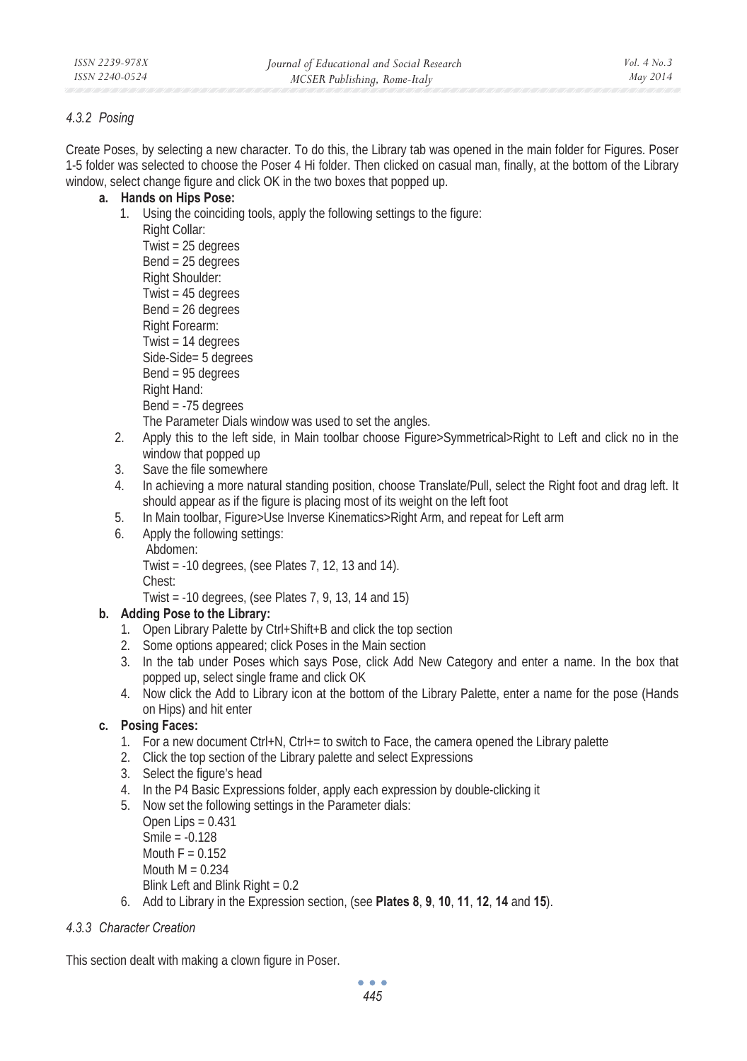#### *4.3.2 Posing*

Create Poses, by selecting a new character. To do this, the Library tab was opened in the main folder for Figures. Poser 1-5 folder was selected to choose the Poser 4 Hi folder. Then clicked on casual man, finally, at the bottom of the Library window, select change figure and click OK in the two boxes that popped up.

**a. Hands on Hips Pose:**

1. Using the coinciding tools, apply the following settings to the figure:
   Right Collar:
   Twist = 25 degrees
   Bend = 25 degrees
   Right Shoulder:
   Twist = 45 degrees
   Bend = 26 degrees
   Right Forearm:
   Twist = 14 degrees
   Side-Side= 5 degrees
   Bend = 95 degrees
   Right Hand:
   Bend = -75 degrees
   The Parameter Dials window was used to set the angles.
2. Apply this to the left side, in Main toolbar choose Figure>Symmetrical>Right to Left and click no in the window that popped up
3. Save the file somewhere
4. In achieving a more natural standing position, choose Translate/Pull, select the Right foot and drag left. It should appear as if the figure is placing most of its weight on the left foot
5. In Main toolbar, Figure>Use Inverse Kinematics>Right Arm, and repeat for Left arm
6. Apply the following settings:
   Abdomen:
   Twist = -10 degrees, (see Plates 7, 12, 13 and 14).
   Chest:
   Twist = -10 degrees, (see Plates 7, 9, 13, 14 and 15)

**b. Adding Pose to the Library:**

1. Open Library Palette by Ctrl+Shift+B and click the top section
2. Some options appeared; click Poses in the Main section
3. In the tab under Poses which says Pose, click Add New Category and enter a name. In the box that popped up, select single frame and click OK
4. Now click the Add to Library icon at the bottom of the Library Palette, enter a name for the pose (Hands on Hips) and hit enter

**c. Posing Faces:**

1. For a new document Ctrl+N, Ctrl+= to switch to Face, the camera opened the Library palette
2. Click the top section of the Library palette and select Expressions
3. Select the figure's head
4. In the P4 Basic Expressions folder, apply each expression by double-clicking it
5. Now set the following settings in the Parameter dials:
   Open Lips = 0.431
   Smile = -0.128
   Mouth F = 0.152
   Mouth M = 0.234
   Blink Left and Blink Right = 0.2
6. Add to Library in the Expression section, (see **Plates 8**, **9**, **10**, **11**, **12**, **14** and **15**).

#### *4.3.3 Character Creation*

This section dealt with making a clown figure in Poser.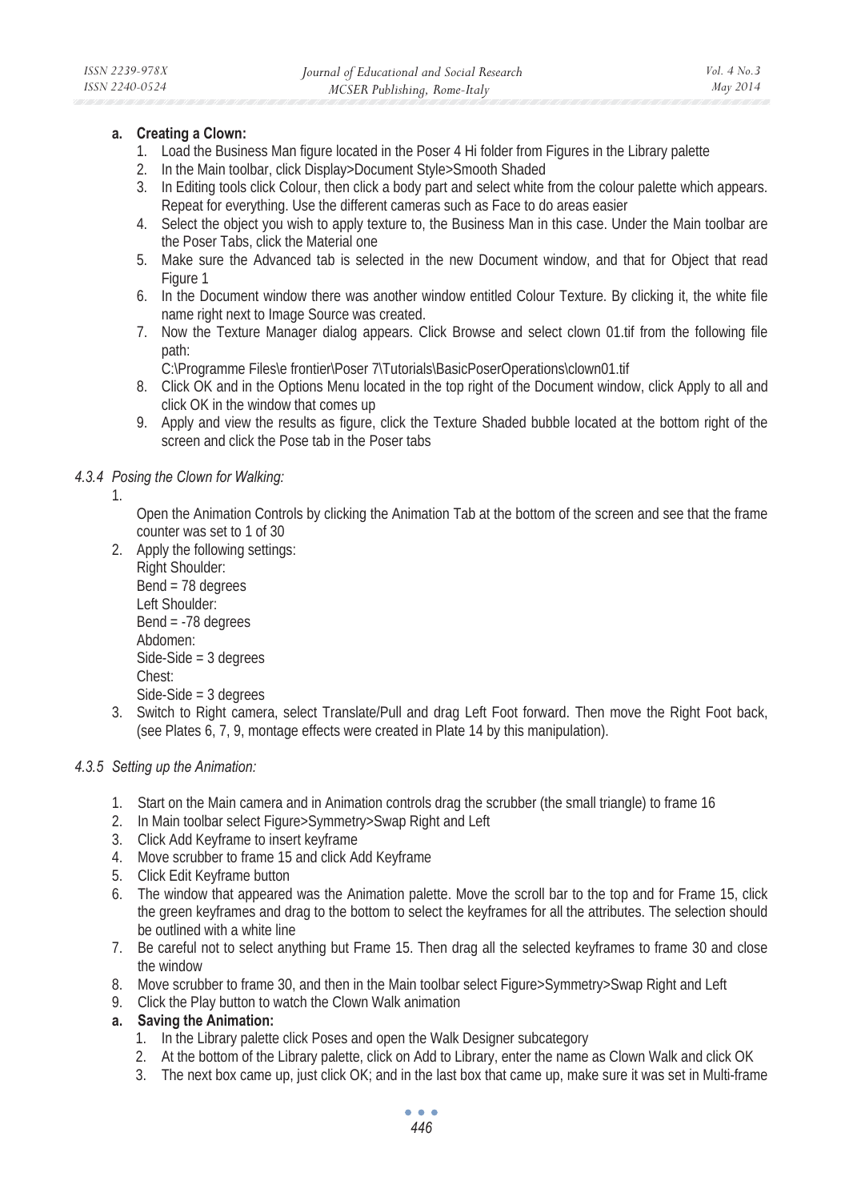**a. Creating a Clown:**

1. Load the Business Man figure located in the Poser 4 Hi folder from Figures in the Library palette
2. In the Main toolbar, click Display>Document Style>Smooth Shaded
3. In Editing tools click Colour, then click a body part and select white from the colour palette which appears. Repeat for everything. Use the different cameras such as Face to do areas easier
4. Select the object you wish to apply texture to, the Business Man in this case. Under the Main toolbar are the Poser Tabs, click the Material one
5. Make sure the Advanced tab is selected in the new Document window, and that for Object that read Figure 1
6. In the Document window there was another window entitled Colour Texture. By clicking it, the white file name right next to Image Source was created.
7. Now the Texture Manager dialog appears. Click Browse and select clown 01.tif from the following file path:
   C:\Programme Files\e frontier\Poser 7\Tutorials\BasicPoserOperations\clown01.tif
8. Click OK and in the Options Menu located in the top right of the Document window, click Apply to all and click OK in the window that comes up
9. Apply and view the results as figure, click the Texture Shaded bubble located at the bottom right of the screen and click the Pose tab in the Poser tabs

*4.3.4 Posing the Clown for Walking:*

1. Open the Animation Controls by clicking the Animation Tab at the bottom of the screen and see that the frame counter was set to 1 of 30
2. Apply the following settings:
   Right Shoulder:
   Bend = 78 degrees
   Left Shoulder:
   Bend = -78 degrees
   Abdomen:
   Side-Side = 3 degrees
   Chest:
   Side-Side = 3 degrees
3. Switch to Right camera, select Translate/Pull and drag Left Foot forward. Then move the Right Foot back, (see Plates 6, 7, 9, montage effects were created in Plate 14 by this manipulation).

*4.3.5 Setting up the Animation:*

1. Start on the Main camera and in Animation controls drag the scrubber (the small triangle) to frame 16
2. In Main toolbar select Figure>Symmetry>Swap Right and Left
3. Click Add Keyframe to insert keyframe
4. Move scrubber to frame 15 and click Add Keyframe
5. Click Edit Keyframe button
6. The window that appeared was the Animation palette. Move the scroll bar to the top and for Frame 15, click the green keyframes and drag to the bottom to select the keyframes for all the attributes. The selection should be outlined with a white line
7. Be careful not to select anything but Frame 15. Then drag all the selected keyframes to frame 30 and close the window
8. Move scrubber to frame 30, and then in the Main toolbar select Figure>Symmetry>Swap Right and Left
9. Click the Play button to watch the Clown Walk animation

**a. Saving the Animation:**

1. In the Library palette click Poses and open the Walk Designer subcategory
2. At the bottom of the Library palette, click on Add to Library, enter the name as Clown Walk and click OK
3. The next box came up, just click OK; and in the last box that came up, make sure it was set in Multi-frame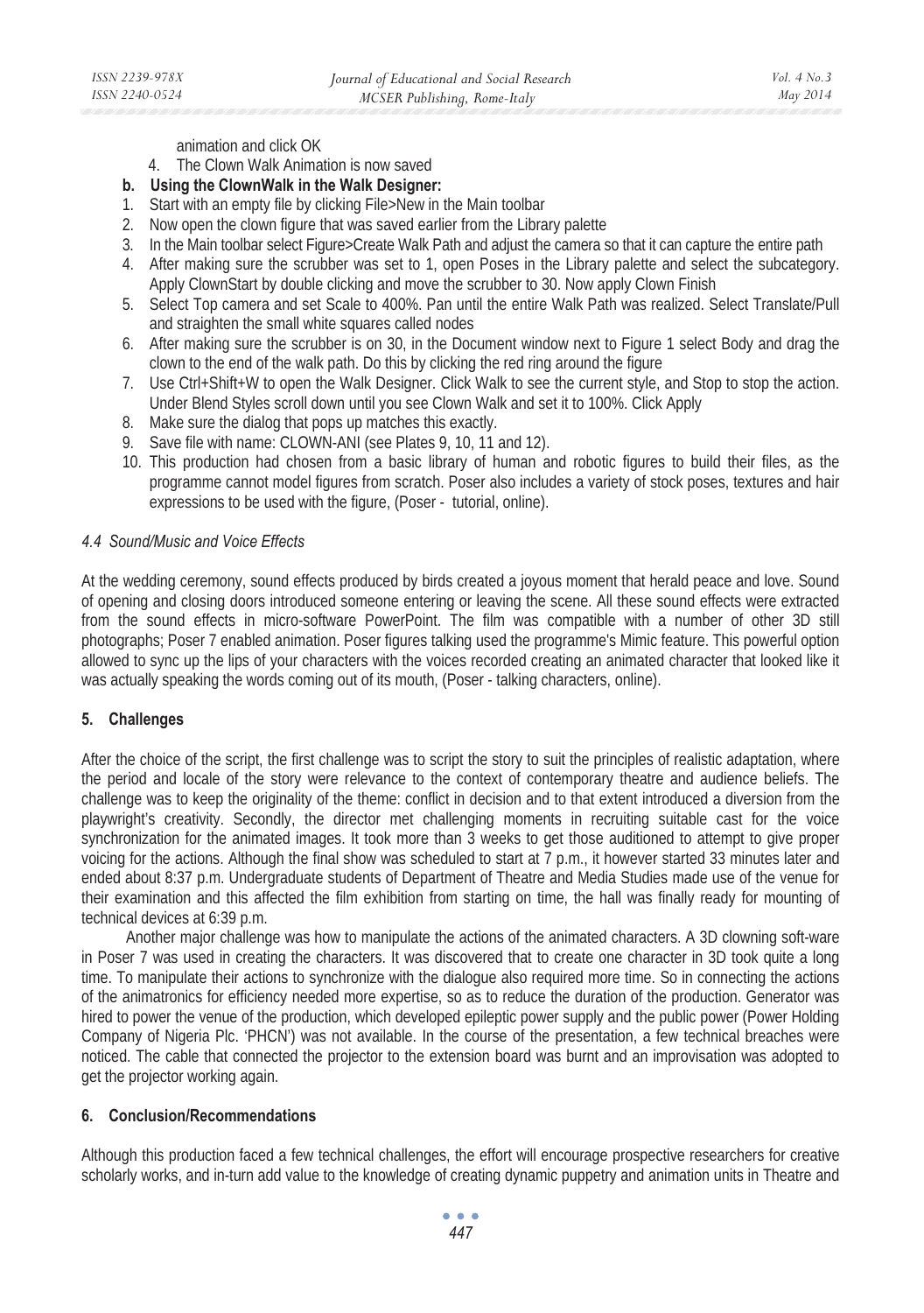animation and click OK

4. The Clown Walk Animation is now saved

**b. Using the ClownWalk in the Walk Designer:**

1. Start with an empty file by clicking File>New in the Main toolbar
2. Now open the clown figure that was saved earlier from the Library palette
3. In the Main toolbar select Figure>Create Walk Path and adjust the camera so that it can capture the entire path
4. After making sure the scrubber was set to 1, open Poses in the Library palette and select the subcategory. Apply ClownStart by double clicking and move the scrubber to 30. Now apply Clown Finish
5. Select Top camera and set Scale to 400%. Pan until the entire Walk Path was realized. Select Translate/Pull and straighten the small white squares called nodes
6. After making sure the scrubber is on 30, in the Document window next to Figure 1 select Body and drag the clown to the end of the walk path. Do this by clicking the red ring around the figure
7. Use Ctrl+Shift+W to open the Walk Designer. Click Walk to see the current style, and Stop to stop the action. Under Blend Styles scroll down until you see Clown Walk and set it to 100%. Click Apply
8. Make sure the dialog that pops up matches this exactly.
9. Save file with name: CLOWN-ANI (see Plates 9, 10, 11 and 12).
10. This production had chosen from a basic library of human and robotic figures to build their files, as the programme cannot model figures from scratch. Poser also includes a variety of stock poses, textures and hair expressions to be used with the figure, (Poser - tutorial, online).

### *4.4 Sound/Music and Voice Effects*

At the wedding ceremony, sound effects produced by birds created a joyous moment that herald peace and love. Sound of opening and closing doors introduced someone entering or leaving the scene. All these sound effects were extracted from the sound effects in micro-software PowerPoint. The film was compatible with a number of other 3D still photographs; Poser 7 enabled animation. Poser figures talking used the programme's Mimic feature. This powerful option allowed to sync up the lips of your characters with the voices recorded creating an animated character that looked like it was actually speaking the words coming out of its mouth, (Poser - talking characters, online).

## 5. Challenges

After the choice of the script, the first challenge was to script the story to suit the principles of realistic adaptation, where the period and locale of the story were relevance to the context of contemporary theatre and audience beliefs. The challenge was to keep the originality of the theme: conflict in decision and to that extent introduced a diversion from the playwright's creativity. Secondly, the director met challenging moments in recruiting suitable cast for the voice synchronization for the animated images. It took more than 3 weeks to get those auditioned to attempt to give proper voicing for the actions. Although the final show was scheduled to start at 7 p.m., it however started 33 minutes later and ended about 8:37 p.m. Undergraduate students of Department of Theatre and Media Studies made use of the venue for their examination and this affected the film exhibition from starting on time, the hall was finally ready for mounting of technical devices at 6:39 p.m.

Another major challenge was how to manipulate the actions of the animated characters. A 3D clowning soft-ware in Poser 7 was used in creating the characters. It was discovered that to create one character in 3D took quite a long time. To manipulate their actions to synchronize with the dialogue also required more time. So in connecting the actions of the animatronics for efficiency needed more expertise, so as to reduce the duration of the production. Generator was hired to power the venue of the production, which developed epileptic power supply and the public power (Power Holding Company of Nigeria Plc. 'PHCN') was not available. In the course of the presentation, a few technical breaches were noticed. The cable that connected the projector to the extension board was burnt and an improvisation was adopted to get the projector working again.

## 6. Conclusion/Recommendations

Although this production faced a few technical challenges, the effort will encourage prospective researchers for creative scholarly works, and in-turn add value to the knowledge of creating dynamic puppetry and animation units in Theatre and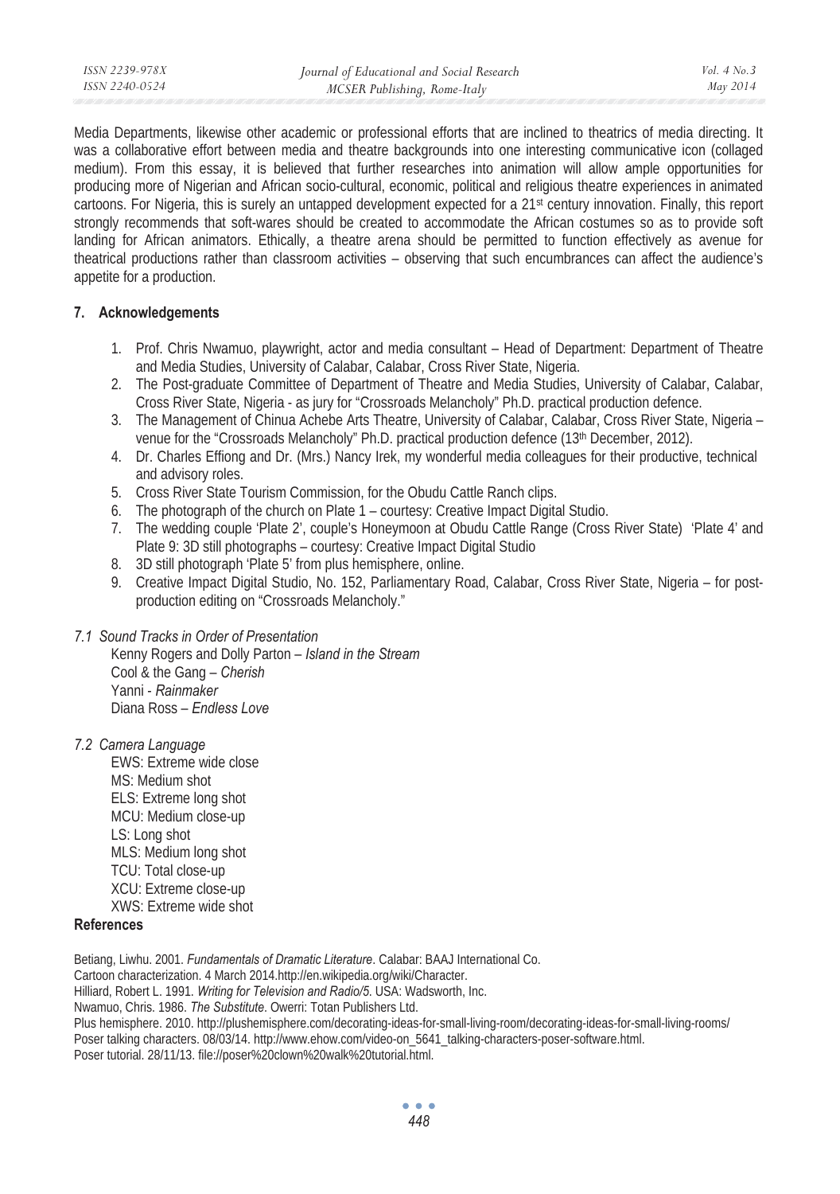Media Departments, likewise other academic or professional efforts that are inclined to theatrics of media directing. It was a collaborative effort between media and theatre backgrounds into one interesting communicative icon (collaged medium). From this essay, it is believed that further researches into animation will allow ample opportunities for producing more of Nigerian and African socio-cultural, economic, political and religious theatre experiences in animated cartoons. For Nigeria, this is surely an untapped development expected for a 21st century innovation. Finally, this report strongly recommends that soft-wares should be created to accommodate the African costumes so as to provide soft landing for African animators. Ethically, a theatre arena should be permitted to function effectively as avenue for theatrical productions rather than classroom activities – observing that such encumbrances can affect the audience's appetite for a production.

## 7. Acknowledgements

1. Prof. Chris Nwamuo, playwright, actor and media consultant – Head of Department: Department of Theatre and Media Studies, University of Calabar, Calabar, Cross River State, Nigeria.
2. The Post-graduate Committee of Department of Theatre and Media Studies, University of Calabar, Calabar, Cross River State, Nigeria - as jury for "Crossroads Melancholy" Ph.D. practical production defence.
3. The Management of Chinua Achebe Arts Theatre, University of Calabar, Calabar, Cross River State, Nigeria – venue for the "Crossroads Melancholy" Ph.D. practical production defence (13th December, 2012).
4. Dr. Charles Effiong and Dr. (Mrs.) Nancy Irek, my wonderful media colleagues for their productive, technical and advisory roles.
5. Cross River State Tourism Commission, for the Obudu Cattle Ranch clips.
6. The photograph of the church on Plate 1 – courtesy: Creative Impact Digital Studio.
7. The wedding couple 'Plate 2', couple's Honeymoon at Obudu Cattle Range (Cross River State) 'Plate 4' and Plate 9: 3D still photographs – courtesy: Creative Impact Digital Studio
8. 3D still photograph 'Plate 5' from plus hemisphere, online.
9. Creative Impact Digital Studio, No. 152, Parliamentary Road, Calabar, Cross River State, Nigeria – for post-production editing on "Crossroads Melancholy."

### *7.1 Sound Tracks in Order of Presentation*

Kenny Rogers and Dolly Parton – *Island in the Stream*  
Cool & the Gang – *Cherish*  
Yanni - *Rainmaker*  
Diana Ross – *Endless Love*

### *7.2 Camera Language*

EWS: Extreme wide close  
MS: Medium shot  
ELS: Extreme long shot  
MCU: Medium close-up  
LS: Long shot  
MLS: Medium long shot  
TCU: Total close-up  
XCU: Extreme close-up  
XWS: Extreme wide shot

## References

Betiang, Liwhu. 2001. *Fundamentals of Dramatic Literature*. Calabar: BAAJ International Co.  
Cartoon characterization. 4 March 2014.http://en.wikipedia.org/wiki/Character.  
Hilliard, Robert L. 1991. *Writing for Television and Radio/5*. USA: Wadsworth, Inc.  
Nwamuo, Chris. 1986. *The Substitute*. Owerri: Totan Publishers Ltd.  
Plus hemisphere. 2010. http://plushemisphere.com/decorating-ideas-for-small-living-room/decorating-ideas-for-small-living-rooms/  
Poser talking characters. 08/03/14. http://www.ehow.com/video-on_5641_talking-characters-poser-software.html.  
Poser tutorial. 28/11/13. file://poser%20clown%20walk%20tutorial.html.